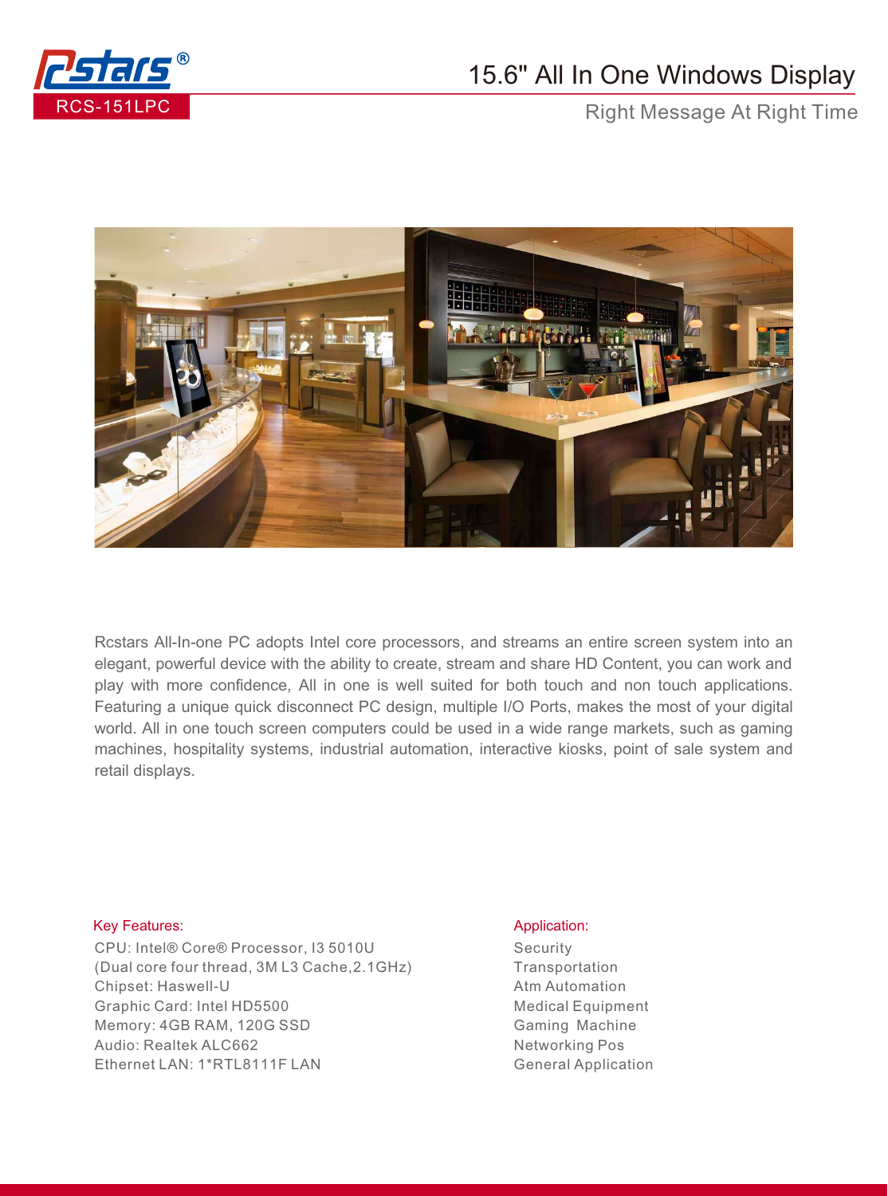Rcstars®

RCS-151LPC

# 15.6" All In One Windows Display

Right Message At Right Time

Rcstars All-In-one PC adopts Intel core processors, and streams an entire screen system into an elegant, powerful device with the ability to create, stream and share HD Content, you can work and play with more confidence, All in one is well suited for both touch and non touch applications. Featuring a unique quick disconnect PC design, multiple I/O Ports, makes the most of your digital world. All in one touch screen computers could be used in a wide range markets, such as gaming machines, hospitality systems, industrial automation, interactive kiosks, point of sale system and retail displays.

## Key Features:

CPU: Intel® Core® Processor, I3 5010U
(Dual core four thread, 3M L3 Cache,2.1GHz)
Chipset: Haswell-U
Graphic Card: Intel HD5500
Memory: 4GB RAM, 120G SSD
Audio: Realtek ALC662
Ethernet LAN: 1*RTL8111F LAN

## Application:

Security
Transportation
Atm Automation
Medical Equipment
Gaming Machine
Networking Pos
General Application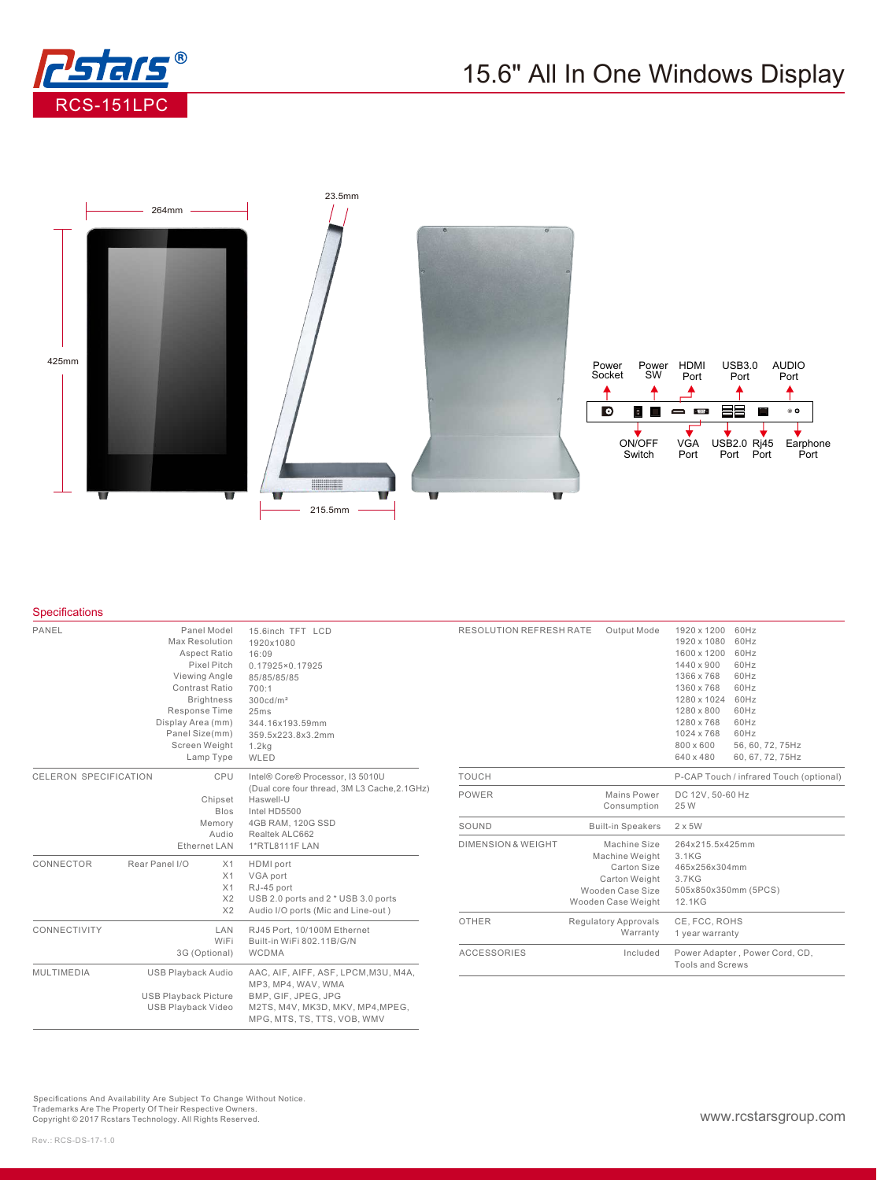# 15.6" All In One Windows Display

RCS-151LPC

264mm
23.5mm
425mm
215.5mm

Power Socket
Power SW
HDMI Port
USB3.0 Port
AUDIO Port
ON/OFF Switch
VGA Port
USB2.0 Port
Rj45 Port
Earphone Port

## Specifications

| | | |
|---|---|---|
| PANEL | Panel Model | 15.6inch TFT LCD |
| | Max Resolution | 1920x1080 |
| | Aspect Ratio | 16:09 |
| | Pixel Pitch | 0.17925×0.17925 |
| | Viewing Angle | 85/85/85/85 |
| | Contrast Ratio | 700:1 |
| | Brightness | 300cd/m² |
| | Response Time | 25ms |
| | Display Area (mm) | 344.16x193.59mm |
| | Panel Size(mm) | 359.5x223.8x3.2mm |
| | Screen Weight | 1.2kg |
| | Lamp Type | WLED |
| CELERON SPECIFICATION | CPU | Intel® Core® Processor, I3 5010U (Dual core four thread, 3M L3 Cache,2.1GHz) |
| | Chipset | Haswell-U |
| | Bios | Intel HD5500 |
| | Memory | 4GB RAM, 120G SSD |
| | Audio | Realtek ALC662 |
| | Ethernet LAN | 1*RTL8111F LAN |
| CONNECTOR | Rear Panel I/O X1 | HDMI port |
| | X1 | VGA port |
| | X1 | RJ-45 port |
| | X2 | USB 2.0 ports and 2 * USB 3.0 ports |
| | X2 | Audio I/O ports (Mic and Line-out ) |
| CONNECTIVITY | LAN | RJ45 Port, 10/100M Ethernet |
| | WiFi | Built-in WiFi 802.11B/G/N |
| | 3G (Optional) | WCDMA |
| MULTIMEDIA | USB Playback Audio | AAC, AIF, AIFF, ASF, LPCM,M3U, M4A, MP3, MP4, WAV, WMA |
| | USB Playback Picture | BMP, GIF, JPEG, JPG |
| | USB Playback Video | M2TS, M4V, MK3D, MKV, MP4,MPEG, MPG, MTS, TS, TTS, VOB, WMV |

| | | |
|---|---|---|
| RESOLUTION REFRESH RATE | Output Mode | 1920 x 1200 60Hz |
| | | 1920 x 1080 60Hz |
| | | 1600 x 1200 60Hz |
| | | 1440 x 900 60Hz |
| | | 1366 x 768 60Hz |
| | | 1360 x 768 60Hz |
| | | 1280 x 1024 60Hz |
| | | 1280 x 800 60Hz |
| | | 1280 x 768 60Hz |
| | | 1024 x 768 60Hz |
| | | 800 x 600 56, 60, 72, 75Hz |
| | | 640 x 480 60, 67, 72, 75Hz |
| TOUCH | | P-CAP Touch / infrared Touch (optional) |
| POWER | Mains Power | DC 12V, 50-60 Hz |
| | Consumption | 25 W |
| SOUND | Built-in Speakers | 2 x 5W |
| DIMENSION & WEIGHT | Machine Size | 264x215.5x425mm |
| | Machine Weight | 3.1KG |
| | Carton Size | 465x256x304mm |
| | Carton Weight | 3.7KG |
| | Wooden Case Size | 505x850x350mm (5PCS) |
| | Wooden Case Weight | 12.1KG |
| OTHER | Regulatory Approvals | CE, FCC, ROHS |
| | Warranty | 1 year warranty |
| ACCESSORIES | Included | Power Adapter , Power Cord, CD, Tools and Screws |

Specifications And Availability Are Subject To Change Without Notice.
Trademarks Are The Property Of Their Respective Owners.
Copyright © 2017 Rcstars Technology. All Rights Reserved.

www.rcstarsgroup.com

Rev.: RCS-DS-17-1.0